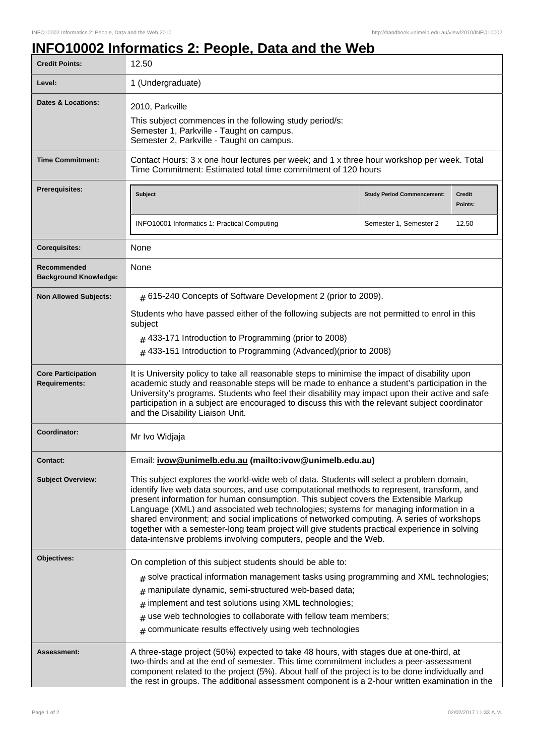# INFO10002 Informatics 2: People, Data and the Web

| | |
|---|---|
| **Credit Points:** | 12.50 |
| **Level:** | 1 (Undergraduate) |
| **Dates & Locations:** | 2010, Parkville<br>This subject commences in the following study period/s:<br>Semester 1, Parkville - Taught on campus.<br>Semester 2, Parkville - Taught on campus. |
| **Time Commitment:** | Contact Hours: 3 x one hour lectures per week; and 1 x three hour workshop per week. Total Time Commitment: Estimated total time commitment of 120 hours |
| **Prerequisites:** | Subject: INFO10001 Informatics 1: Practical Computing — Study Period Commencement: Semester 1, Semester 2 — Credit Points: 12.50 |
| **Corequisites:** | None |
| **Recommended Background Knowledge:** | None |
| **Non Allowed Subjects:** | # 615-240 Concepts of Software Development 2 (prior to 2009).<br>Students who have passed either of the following subjects are not permitted to enrol in this subject<br># 433-171 Introduction to Programming (prior to 2008)<br># 433-151 Introduction to Programming (Advanced)(prior to 2008) |
| **Core Participation Requirements:** | It is University policy to take all reasonable steps to minimise the impact of disability upon academic study and reasonable steps will be made to enhance a student's participation in the University's programs. Students who feel their disability may impact upon their active and safe participation in a subject are encouraged to discuss this with the relevant subject coordinator and the Disability Liaison Unit. |
| **Coordinator:** | Mr Ivo Widjaja |
| **Contact:** | Email: **ivow@unimelb.edu.au (mailto:ivow@unimelb.edu.au)** |
| **Subject Overview:** | This subject explores the world-wide web of data. Students will select a problem domain, identify live web data sources, and use computational methods to represent, transform, and present information for human consumption. This subject covers the Extensible Markup Language (XML) and associated web technologies; systems for managing information in a shared environment; and social implications of networked computing. A series of workshops together with a semester-long team project will give students practical experience in solving data-intensive problems involving computers, people and the Web. |
| **Objectives:** | On completion of this subject students should be able to:<br># solve practical information management tasks using programming and XML technologies;<br># manipulate dynamic, semi-structured web-based data;<br># implement and test solutions using XML technologies;<br># use web technologies to collaborate with fellow team members;<br># communicate results effectively using web technologies |
| **Assessment:** | A three-stage project (50%) expected to take 48 hours, with stages due at one-third, at two-thirds and at the end of semester. This time commitment includes a peer-assessment component related to the project (5%). About half of the project is to be done individually and the rest in groups. The additional assessment component is a 2-hour written examination in the |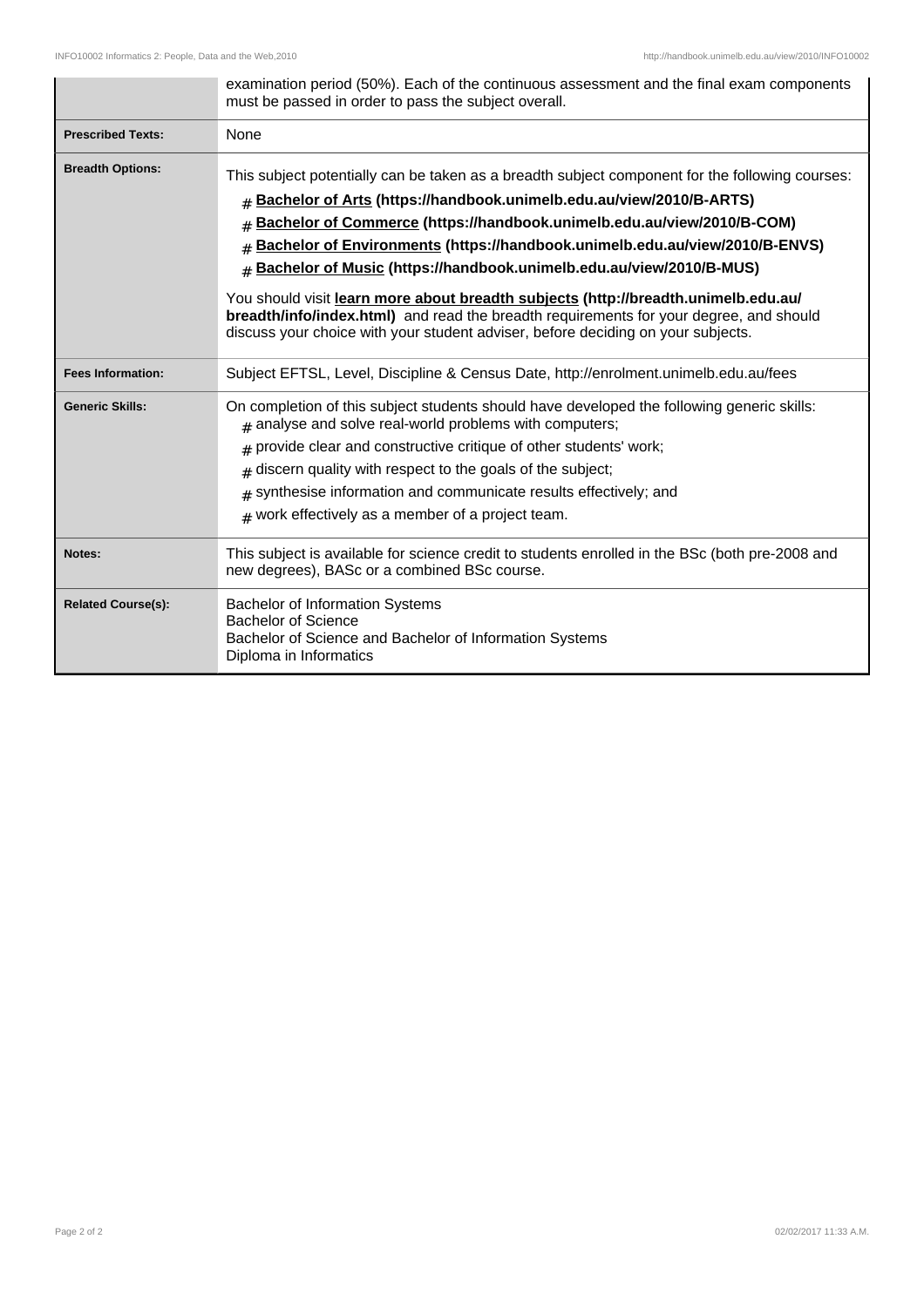| | |
|---|---|
| | examination period (50%). Each of the continuous assessment and the final exam components must be passed in order to pass the subject overall. |
| **Prescribed Texts:** | None |
| **Breadth Options:** | This subject potentially can be taken as a breadth subject component for the following courses: <br># **Bachelor of Arts (https://handbook.unimelb.edu.au/view/2010/B-ARTS)** <br># **Bachelor of Commerce (https://handbook.unimelb.edu.au/view/2010/B-COM)** <br># **Bachelor of Environments (https://handbook.unimelb.edu.au/view/2010/B-ENVS)** <br># **Bachelor of Music (https://handbook.unimelb.edu.au/view/2010/B-MUS)** <br><br>You should visit **learn more about breadth subjects (http://breadth.unimelb.edu.au/breadth/info/index.html)** and read the breadth requirements for your degree, and should discuss your choice with your student adviser, before deciding on your subjects. |
| **Fees Information:** | Subject EFTSL, Level, Discipline & Census Date, http://enrolment.unimelb.edu.au/fees |
| **Generic Skills:** | On completion of this subject students should have developed the following generic skills: <br># analyse and solve real-world problems with computers; <br># provide clear and constructive critique of other students' work; <br># discern quality with respect to the goals of the subject; <br># synthesise information and communicate results effectively; and <br># work effectively as a member of a project team. |
| **Notes:** | This subject is available for science credit to students enrolled in the BSc (both pre-2008 and new degrees), BASc or a combined BSc course. |
| **Related Course(s):** | Bachelor of Information Systems <br>Bachelor of Science <br>Bachelor of Science and Bachelor of Information Systems <br>Diploma in Informatics |